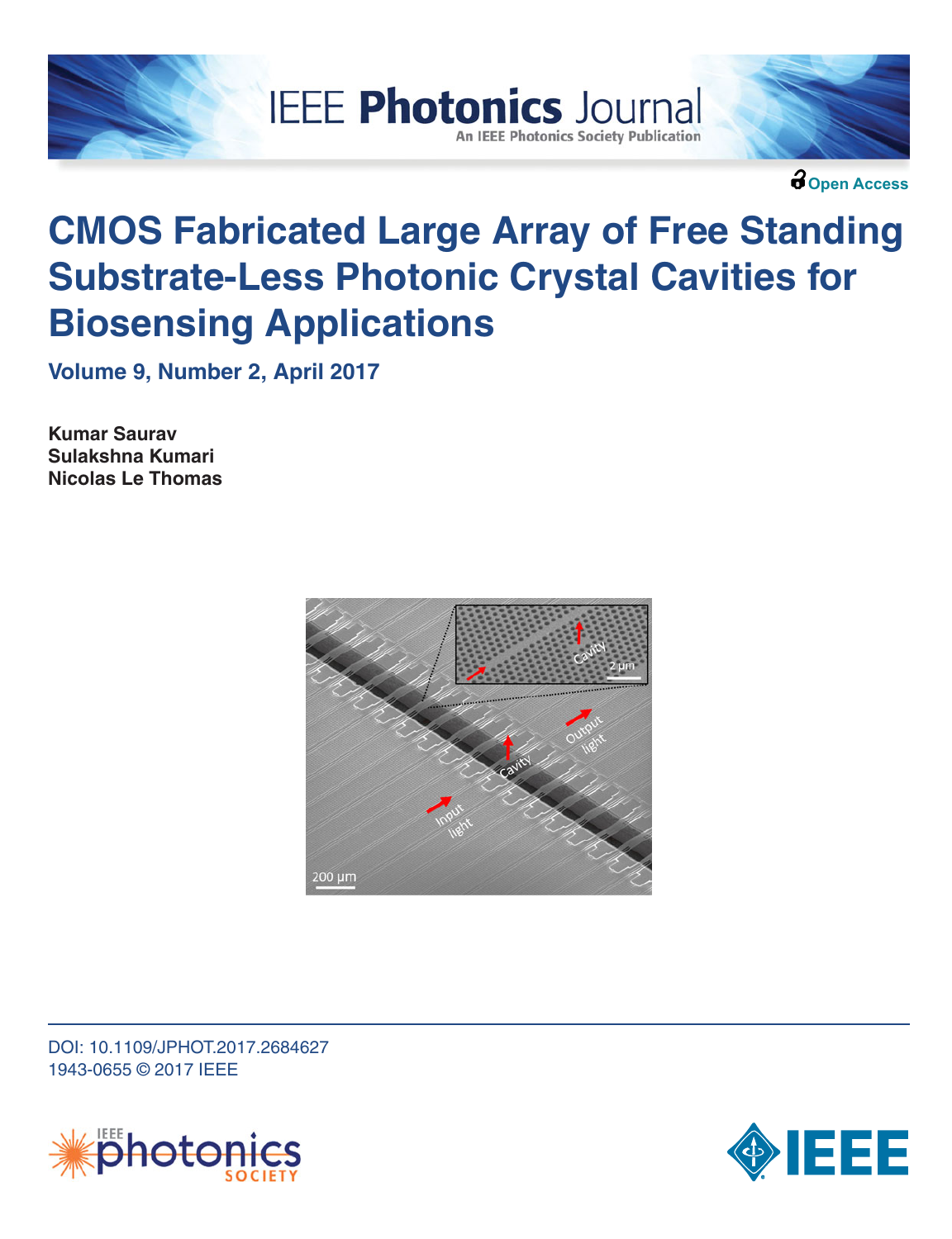Open Access

# CMOS Fabricated Large Array of Free Standing Substrate-Less Photonic Crystal Cavities for Biosensing Applications

**Volume 9, Number 2, April 2017**

**Kumar Saurav**
**Sulakshna Kumari**
**Nicolas Le Thomas**

DOI: 10.1109/JPHOT.2017.2684627
1943-0655 © 2017 IEEE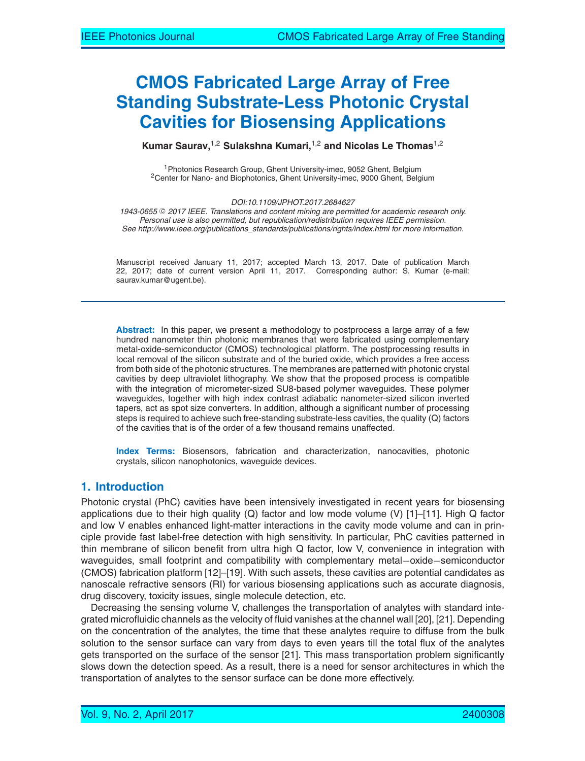# CMOS Fabricated Large Array of Free Standing Substrate-Less Photonic Crystal Cavities for Biosensing Applications

**Kumar Saurav,[1,2] Sulakshna Kumari,[1,2] and Nicolas Le Thomas[1,2]**

[1]Photonics Research Group, Ghent University-imec, 9052 Ghent, Belgium
[2]Center for Nano- and Biophotonics, Ghent University-imec, 9000 Ghent, Belgium

*DOI:10.1109/JPHOT.2017.2684627*
*1943-0655 © 2017 IEEE. Translations and content mining are permitted for academic research only. Personal use is also permitted, but republication/redistribution requires IEEE permission. See http://www.ieee.org/publications_standards/publications/rights/index.html for more information.*

Manuscript received January 11, 2017; accepted March 13, 2017. Date of publication March 22, 2017; date of current version April 11, 2017. Corresponding author: S. Kumar (e-mail: saurav.kumar@ugent.be).

**Abstract:** In this paper, we present a methodology to postprocess a large array of a few hundred nanometer thin photonic membranes that were fabricated using complementary metal-oxide-semiconductor (CMOS) technological platform. The postprocessing results in local removal of the silicon substrate and of the buried oxide, which provides a free access from both side of the photonic structures. The membranes are patterned with photonic crystal cavities by deep ultraviolet lithography. We show that the proposed process is compatible with the integration of micrometer-sized SU8-based polymer waveguides. These polymer waveguides, together with high index contrast adiabatic nanometer-sized silicon inverted tapers, act as spot size converters. In addition, although a significant number of processing steps is required to achieve such free-standing substrate-less cavities, the quality (Q) factors of the cavities that is of the order of a few thousand remains unaffected.

**Index Terms:** Biosensors, fabrication and characterization, nanocavities, photonic crystals, silicon nanophotonics, waveguide devices.

## 1. Introduction

Photonic crystal (PhC) cavities have been intensively investigated in recent years for biosensing applications due to their high quality (Q) factor and low mode volume (V) [1]–[11]. High Q factor and low V enables enhanced light-matter interactions in the cavity mode volume and can in principle provide fast label-free detection with high sensitivity. In particular, PhC cavities patterned in thin membrane of silicon benefit from ultra high Q factor, low V, convenience in integration with waveguides, small footprint and compatibility with complementary metal−oxide−semiconductor (CMOS) fabrication platform [12]–[19]. With such assets, these cavities are potential candidates as nanoscale refractive sensors (RI) for various biosensing applications such as accurate diagnosis, drug discovery, toxicity issues, single molecule detection, etc.

Decreasing the sensing volume V, challenges the transportation of analytes with standard integrated microfluidic channels as the velocity of fluid vanishes at the channel wall [20], [21]. Depending on the concentration of the analytes, the time that these analytes require to diffuse from the bulk solution to the sensor surface can vary from days to even years till the total flux of the analytes gets transported on the surface of the sensor [21]. This mass transportation problem significantly slows down the detection speed. As a result, there is a need for sensor architectures in which the transportation of analytes to the sensor surface can be done more effectively.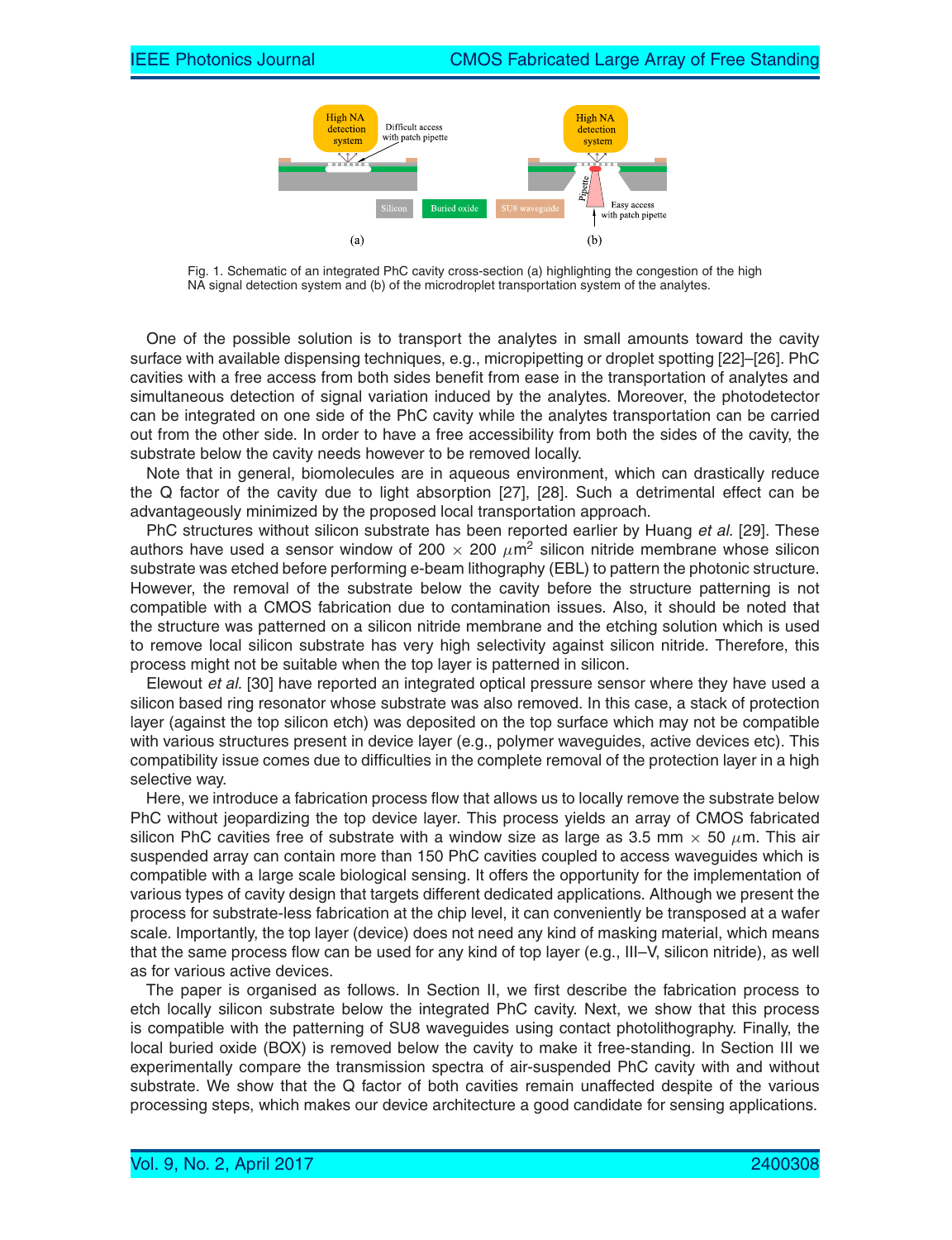Fig. 1. Schematic of an integrated PhC cavity cross-section (a) highlighting the congestion of the high NA signal detection system and (b) of the microdroplet transportation system of the analytes.

One of the possible solution is to transport the analytes in small amounts toward the cavity surface with available dispensing techniques, e.g., micropipetting or droplet spotting [22]–[26]. PhC cavities with a free access from both sides benefit from ease in the transportation of analytes and simultaneous detection of signal variation induced by the analytes. Moreover, the photodetector can be integrated on one side of the PhC cavity while the analytes transportation can be carried out from the other side. In order to have a free accessibility from both the sides of the cavity, the substrate below the cavity needs however to be removed locally.

Note that in general, biomolecules are in aqueous environment, which can drastically reduce the Q factor of the cavity due to light absorption [27], [28]. Such a detrimental effect can be advantageously minimized by the proposed local transportation approach.

PhC structures without silicon substrate has been reported earlier by Huang *et al.* [29]. These authors have used a sensor window of 200 $\times$ 200 $\mu$m$^2$ silicon nitride membrane whose silicon substrate was etched before performing e-beam lithography (EBL) to pattern the photonic structure. However, the removal of the substrate below the cavity before the structure patterning is not compatible with a CMOS fabrication due to contamination issues. Also, it should be noted that the structure was patterned on a silicon nitride membrane and the etching solution which is used to remove local silicon substrate has very high selectivity against silicon nitride. Therefore, this process might not be suitable when the top layer is patterned in silicon.

Elewout *et al.* [30] have reported an integrated optical pressure sensor where they have used a silicon based ring resonator whose substrate was also removed. In this case, a stack of protection layer (against the top silicon etch) was deposited on the top surface which may not be compatible with various structures present in device layer (e.g., polymer waveguides, active devices etc). This compatibility issue comes due to difficulties in the complete removal of the protection layer in a high selective way.

Here, we introduce a fabrication process flow that allows us to locally remove the substrate below PhC without jeopardizing the top device layer. This process yields an array of CMOS fabricated silicon PhC cavities free of substrate with a window size as large as 3.5 mm $\times$ 50 $\mu$m. This air suspended array can contain more than 150 PhC cavities coupled to access waveguides which is compatible with a large scale biological sensing. It offers the opportunity for the implementation of various types of cavity design that targets different dedicated applications. Although we present the process for substrate-less fabrication at the chip level, it can conveniently be transposed at a wafer scale. Importantly, the top layer (device) does not need any kind of masking material, which means that the same process flow can be used for any kind of top layer (e.g., III–V, silicon nitride), as well as for various active devices.

The paper is organised as follows. In Section II, we first describe the fabrication process to etch locally silicon substrate below the integrated PhC cavity. Next, we show that this process is compatible with the patterning of SU8 waveguides using contact photolithography. Finally, the local buried oxide (BOX) is removed below the cavity to make it free-standing. In Section III we experimentally compare the transmission spectra of air-suspended PhC cavity with and without substrate. We show that the Q factor of both cavities remain unaffected despite of the various processing steps, which makes our device architecture a good candidate for sensing applications.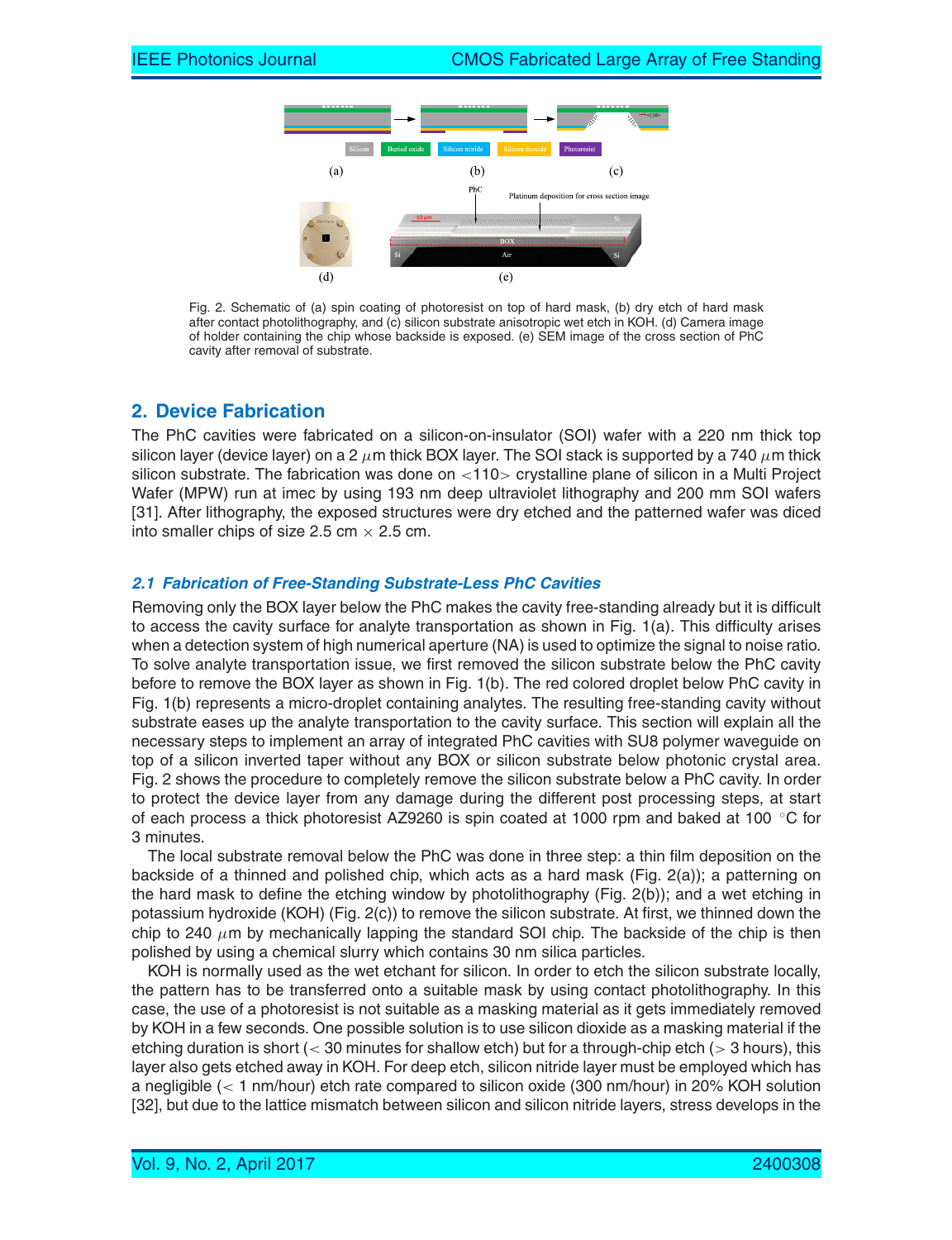Fig. 2. Schematic of (a) spin coating of photoresist on top of hard mask, (b) dry etch of hard mask after contact photolithography, and (c) silicon substrate anisotropic wet etch in KOH. (d) Camera image of holder containing the chip whose backside is exposed. (e) SEM image of the cross section of PhC cavity after removal of substrate.

## 2. Device Fabrication

The PhC cavities were fabricated on a silicon-on-insulator (SOI) wafer with a 220 nm thick top silicon layer (device layer) on a 2 $\mu$m thick BOX layer. The SOI stack is supported by a 740 $\mu$m thick silicon substrate. The fabrication was done on <110> crystalline plane of silicon in a Multi Project Wafer (MPW) run at imec by using 193 nm deep ultraviolet lithography and 200 mm SOI wafers [31]. After lithography, the exposed structures were dry etched and the patterned wafer was diced into smaller chips of size 2.5 cm $\times$ 2.5 cm.

### *2.1 Fabrication of Free-Standing Substrate-Less PhC Cavities*

Removing only the BOX layer below the PhC makes the cavity free-standing already but it is difficult to access the cavity surface for analyte transportation as shown in Fig. 1(a). This difficulty arises when a detection system of high numerical aperture (NA) is used to optimize the signal to noise ratio. To solve analyte transportation issue, we first removed the silicon substrate below the PhC cavity before to remove the BOX layer as shown in Fig. 1(b). The red colored droplet below PhC cavity in Fig. 1(b) represents a micro-droplet containing analytes. The resulting free-standing cavity without substrate eases up the analyte transportation to the cavity surface. This section will explain all the necessary steps to implement an array of integrated PhC cavities with SU8 polymer waveguide on top of a silicon inverted taper without any BOX or silicon substrate below photonic crystal area. Fig. 2 shows the procedure to completely remove the silicon substrate below a PhC cavity. In order to protect the device layer from any damage during the different post processing steps, at start of each process a thick photoresist AZ9260 is spin coated at 1000 rpm and baked at 100 °C for 3 minutes.

The local substrate removal below the PhC was done in three step: a thin film deposition on the backside of a thinned and polished chip, which acts as a hard mask (Fig. 2(a)); a patterning on the hard mask to define the etching window by photolithography (Fig. 2(b)); and a wet etching in potassium hydroxide (KOH) (Fig. 2(c)) to remove the silicon substrate. At first, we thinned down the chip to 240 $\mu$m by mechanically lapping the standard SOI chip. The backside of the chip is then polished by using a chemical slurry which contains 30 nm silica particles.

KOH is normally used as the wet etchant for silicon. In order to etch the silicon substrate locally, the pattern has to be transferred onto a suitable mask by using contact photolithography. In this case, the use of a photoresist is not suitable as a masking material as it gets immediately removed by KOH in a few seconds. One possible solution is to use silicon dioxide as a masking material if the etching duration is short (< 30 minutes for shallow etch) but for a through-chip etch (> 3 hours), this layer also gets etched away in KOH. For deep etch, silicon nitride layer must be employed which has a negligible (< 1 nm/hour) etch rate compared to silicon oxide (300 nm/hour) in 20% KOH solution [32], but due to the lattice mismatch between silicon and silicon nitride layers, stress develops in the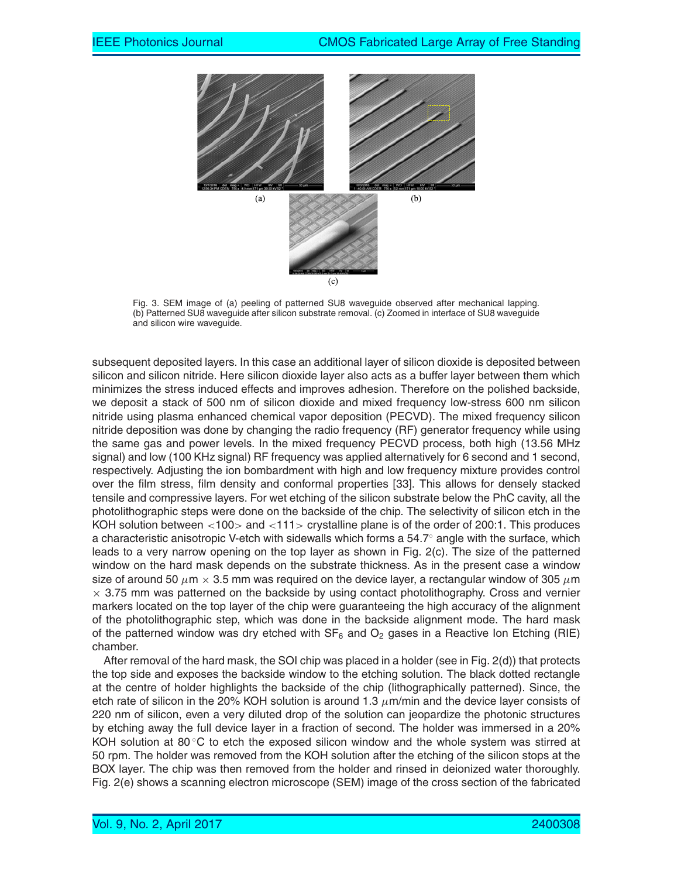(a)

(b)

(c)

Fig. 3. SEM image of (a) peeling of patterned SU8 waveguide observed after mechanical lapping. (b) Patterned SU8 waveguide after silicon substrate removal. (c) Zoomed in interface of SU8 waveguide and silicon wire waveguide.

subsequent deposited layers. In this case an additional layer of silicon dioxide is deposited between silicon and silicon nitride. Here silicon dioxide layer also acts as a buffer layer between them which minimizes the stress induced effects and improves adhesion. Therefore on the polished backside, we deposit a stack of 500 nm of silicon dioxide and mixed frequency low-stress 600 nm silicon nitride using plasma enhanced chemical vapor deposition (PECVD). The mixed frequency silicon nitride deposition was done by changing the radio frequency (RF) generator frequency while using the same gas and power levels. In the mixed frequency PECVD process, both high (13.56 MHz signal) and low (100 KHz signal) RF frequency was applied alternatively for 6 second and 1 second, respectively. Adjusting the ion bombardment with high and low frequency mixture provides control over the film stress, film density and conformal properties [33]. This allows for densely stacked tensile and compressive layers. For wet etching of the silicon substrate below the PhC cavity, all the photolithographic steps were done on the backside of the chip. The selectivity of silicon etch in the KOH solution between <100> and <111> crystalline plane is of the order of 200:1. This produces a characteristic anisotropic V-etch with sidewalls which forms a $54.7^\circ$ angle with the surface, which leads to a very narrow opening on the top layer as shown in Fig. 2(c). The size of the patterned window on the hard mask depends on the substrate thickness. As in the present case a window size of around 50 $\mu$m $\times$ 3.5 mm was required on the device layer, a rectangular window of 305 $\mu$m $\times$ 3.75 mm was patterned on the backside by using contact photolithography. Cross and vernier markers located on the top layer of the chip were guaranteeing the high accuracy of the alignment of the photolithographic step, which was done in the backside alignment mode. The hard mask of the patterned window was dry etched with $SF_6$ and $O_2$ gases in a Reactive Ion Etching (RIE) chamber.

After removal of the hard mask, the SOI chip was placed in a holder (see in Fig. 2(d)) that protects the top side and exposes the backside window to the etching solution. The black dotted rectangle at the centre of holder highlights the backside of the chip (lithographically patterned). Since, the etch rate of silicon in the 20% KOH solution is around 1.3 $\mu$m/min and the device layer consists of 220 nm of silicon, even a very diluted drop of the solution can jeopardize the photonic structures by etching away the full device layer in a fraction of second. The holder was immersed in a 20% KOH solution at 80 $^\circ$C to etch the exposed silicon window and the whole system was stirred at 50 rpm. The holder was removed from the KOH solution after the etching of the silicon stops at the BOX layer. The chip was then removed from the holder and rinsed in deionized water thoroughly. Fig. 2(e) shows a scanning electron microscope (SEM) image of the cross section of the fabricated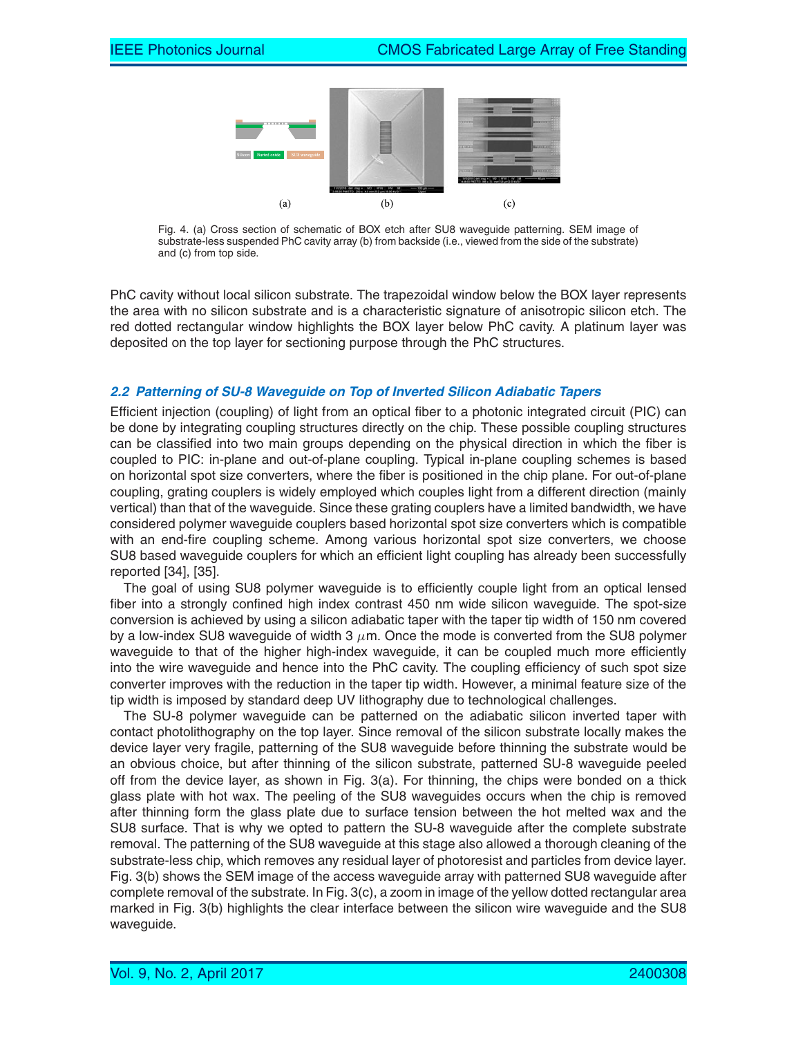Fig. 4. (a) Cross section of schematic of BOX etch after SU8 waveguide patterning. SEM image of substrate-less suspended PhC cavity array (b) from backside (i.e., viewed from the side of the substrate) and (c) from top side.

PhC cavity without local silicon substrate. The trapezoidal window below the BOX layer represents the area with no silicon substrate and is a characteristic signature of anisotropic silicon etch. The red dotted rectangular window highlights the BOX layer below PhC cavity. A platinum layer was deposited on the top layer for sectioning purpose through the PhC structures.

### *2.2 Patterning of SU-8 Waveguide on Top of Inverted Silicon Adiabatic Tapers*

Efficient injection (coupling) of light from an optical fiber to a photonic integrated circuit (PIC) can be done by integrating coupling structures directly on the chip. These possible coupling structures can be classified into two main groups depending on the physical direction in which the fiber is coupled to PIC: in-plane and out-of-plane coupling. Typical in-plane coupling schemes is based on horizontal spot size converters, where the fiber is positioned in the chip plane. For out-of-plane coupling, grating couplers is widely employed which couples light from a different direction (mainly vertical) than that of the waveguide. Since these grating couplers have a limited bandwidth, we have considered polymer waveguide couplers based horizontal spot size converters which is compatible with an end-fire coupling scheme. Among various horizontal spot size converters, we choose SU8 based waveguide couplers for which an efficient light coupling has already been successfully reported [34], [35].

The goal of using SU8 polymer waveguide is to efficiently couple light from an optical lensed fiber into a strongly confined high index contrast 450 nm wide silicon waveguide. The spot-size conversion is achieved by using a silicon adiabatic taper with the taper tip width of 150 nm covered by a low-index SU8 waveguide of width 3 $\mu$m. Once the mode is converted from the SU8 polymer waveguide to that of the higher high-index waveguide, it can be coupled much more efficiently into the wire waveguide and hence into the PhC cavity. The coupling efficiency of such spot size converter improves with the reduction in the taper tip width. However, a minimal feature size of the tip width is imposed by standard deep UV lithography due to technological challenges.

The SU-8 polymer waveguide can be patterned on the adiabatic silicon inverted taper with contact photolithography on the top layer. Since removal of the silicon substrate locally makes the device layer very fragile, patterning of the SU8 waveguide before thinning the substrate would be an obvious choice, but after thinning of the silicon substrate, patterned SU-8 waveguide peeled off from the device layer, as shown in Fig. 3(a). For thinning, the chips were bonded on a thick glass plate with hot wax. The peeling of the SU8 waveguides occurs when the chip is removed after thinning form the glass plate due to surface tension between the hot melted wax and the SU8 surface. That is why we opted to pattern the SU-8 waveguide after the complete substrate removal. The patterning of the SU8 waveguide at this stage also allowed a thorough cleaning of the substrate-less chip, which removes any residual layer of photoresist and particles from device layer. Fig. 3(b) shows the SEM image of the access waveguide array with patterned SU8 waveguide after complete removal of the substrate. In Fig. 3(c), a zoom in image of the yellow dotted rectangular area marked in Fig. 3(b) highlights the clear interface between the silicon wire waveguide and the SU8 waveguide.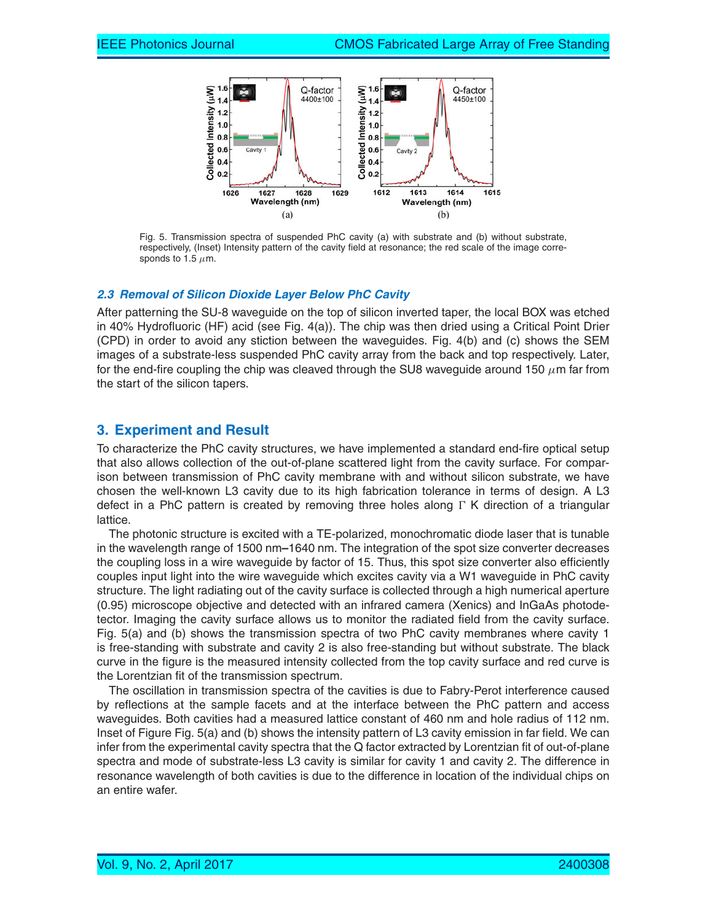Fig. 5. Transmission spectra of suspended PhC cavity (a) with substrate and (b) without substrate, respectively, (Inset) Intensity pattern of the cavity field at resonance; the red scale of the image corresponds to 1.5 $\mu$m.

### 2.3 Removal of Silicon Dioxide Layer Below PhC Cavity

After patterning the SU-8 waveguide on the top of silicon inverted taper, the local BOX was etched in 40% Hydrofluoric (HF) acid (see Fig. 4(a)). The chip was then dried using a Critical Point Drier (CPD) in order to avoid any stiction between the waveguides. Fig. 4(b) and (c) shows the SEM images of a substrate-less suspended PhC cavity array from the back and top respectively. Later, for the end-fire coupling the chip was cleaved through the SU8 waveguide around 150 $\mu$m far from the start of the silicon tapers.

## 3. Experiment and Result

To characterize the PhC cavity structures, we have implemented a standard end-fire optical setup that also allows collection of the out-of-plane scattered light from the cavity surface. For comparison between transmission of PhC cavity membrane with and without silicon substrate, we have chosen the well-known L3 cavity due to its high fabrication tolerance in terms of design. A L3 defect in a PhC pattern is created by removing three holes along $\Gamma$ K direction of a triangular lattice.

The photonic structure is excited with a TE-polarized, monochromatic diode laser that is tunable in the wavelength range of 1500 nm–1640 nm. The integration of the spot size converter decreases the coupling loss in a wire waveguide by factor of 15. Thus, this spot size converter also efficiently couples input light into the wire waveguide which excites cavity via a W1 waveguide in PhC cavity structure. The light radiating out of the cavity surface is collected through a high numerical aperture (0.95) microscope objective and detected with an infrared camera (Xenics) and InGaAs photodetector. Imaging the cavity surface allows us to monitor the radiated field from the cavity surface. Fig. 5(a) and (b) shows the transmission spectra of two PhC cavity membranes where cavity 1 is free-standing with substrate and cavity 2 is also free-standing but without substrate. The black curve in the figure is the measured intensity collected from the top cavity surface and red curve is the Lorentzian fit of the transmission spectrum.

The oscillation in transmission spectra of the cavities is due to Fabry-Perot interference caused by reflections at the sample facets and at the interface between the PhC pattern and access waveguides. Both cavities had a measured lattice constant of 460 nm and hole radius of 112 nm. Inset of Figure Fig. 5(a) and (b) shows the intensity pattern of L3 cavity emission in far field. We can infer from the experimental cavity spectra that the Q factor extracted by Lorentzian fit of out-of-plane spectra and mode of substrate-less L3 cavity is similar for cavity 1 and cavity 2. The difference in resonance wavelength of both cavities is due to the difference in location of the individual chips on an entire wafer.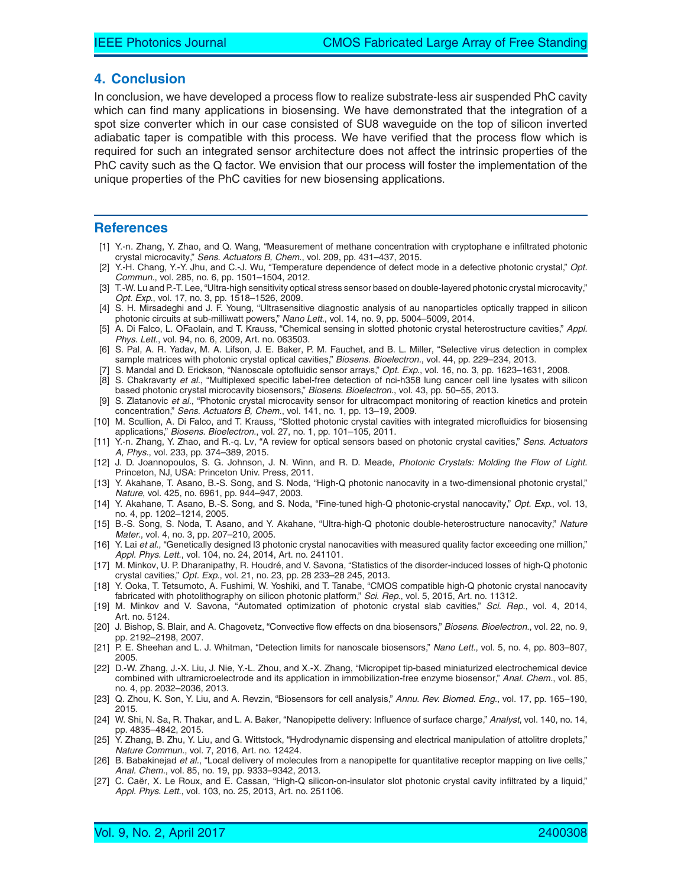## 4. Conclusion

In conclusion, we have developed a process flow to realize substrate-less air suspended PhC cavity which can find many applications in biosensing. We have demonstrated that the integration of a spot size converter which in our case consisted of SU8 waveguide on the top of silicon inverted adiabatic taper is compatible with this process. We have verified that the process flow which is required for such an integrated sensor architecture does not affect the intrinsic properties of the PhC cavity such as the Q factor. We envision that our process will foster the implementation of the unique properties of the PhC cavities for new biosensing applications.

## References

[1] Y.-n. Zhang, Y. Zhao, and Q. Wang, "Measurement of methane concentration with cryptophane e infiltrated photonic crystal microcavity," *Sens. Actuators B, Chem.*, vol. 209, pp. 431–437, 2015.

[2] Y.-H. Chang, Y.-Y. Jhu, and C.-J. Wu, "Temperature dependence of defect mode in a defective photonic crystal," *Opt. Commun.*, vol. 285, no. 6, pp. 1501–1504, 2012.

[3] T.-W. Lu and P.-T. Lee, "Ultra-high sensitivity optical stress sensor based on double-layered photonic crystal microcavity," *Opt. Exp.*, vol. 17, no. 3, pp. 1518–1526, 2009.

[4] S. H. Mirsadeghi and J. F. Young, "Ultrasensitive diagnostic analysis of au nanoparticles optically trapped in silicon photonic circuits at sub-milliwatt powers," *Nano Lett.*, vol. 14, no. 9, pp. 5004–5009, 2014.

[5] A. Di Falco, L. OFaolain, and T. Krauss, "Chemical sensing in slotted photonic crystal heterostructure cavities," *Appl. Phys. Lett.*, vol. 94, no. 6, 2009, Art. no. 063503.

[6] S. Pal, A. R. Yadav, M. A. Lifson, J. E. Baker, P. M. Fauchet, and B. L. Miller, "Selective virus detection in complex sample matrices with photonic crystal optical cavities," *Biosens. Bioelectron.*, vol. 44, pp. 229–234, 2013.

[7] S. Mandal and D. Erickson, "Nanoscale optofluidic sensor arrays," *Opt. Exp.*, vol. 16, no. 3, pp. 1623–1631, 2008.

[8] S. Chakravarty *et al.*, "Multiplexed specific label-free detection of nci-h358 lung cancer cell line lysates with silicon based photonic crystal microcavity biosensors," *Biosens. Bioelectron.*, vol. 43, pp. 50–55, 2013.

[9] S. Zlatanovic *et al.*, "Photonic crystal microcavity sensor for ultracompact monitoring of reaction kinetics and protein concentration," *Sens. Actuators B, Chem.*, vol. 141, no. 1, pp. 13–19, 2009.

[10] M. Scullion, A. Di Falco, and T. Krauss, "Slotted photonic crystal cavities with integrated microfluidics for biosensing applications," *Biosens. Bioelectron.*, vol. 27, no. 1, pp. 101–105, 2011.

[11] Y.-n. Zhang, Y. Zhao, and R.-q. Lv, "A review for optical sensors based on photonic crystal cavities," *Sens. Actuators A, Phys.*, vol. 233, pp. 374–389, 2015.

[12] J. D. Joannopoulos, S. G. Johnson, J. N. Winn, and R. D. Meade, *Photonic Crystals: Molding the Flow of Light.* Princeton, NJ, USA: Princeton Univ. Press, 2011.

[13] Y. Akahane, T. Asano, B.-S. Song, and S. Noda, "High-Q photonic nanocavity in a two-dimensional photonic crystal," *Nature*, vol. 425, no. 6961, pp. 944–947, 2003.

[14] Y. Akahane, T. Asano, B.-S. Song, and S. Noda, "Fine-tuned high-Q photonic-crystal nanocavity," *Opt. Exp.*, vol. 13, no. 4, pp. 1202–1214, 2005.

[15] B.-S. Song, S. Noda, T. Asano, and Y. Akahane, "Ultra-high-Q photonic double-heterostructure nanocavity," *Nature Mater.*, vol. 4, no. 3, pp. 207–210, 2005.

[16] Y. Lai *et al.*, "Genetically designed l3 photonic crystal nanocavities with measured quality factor exceeding one million," *Appl. Phys. Lett.*, vol. 104, no. 24, 2014, Art. no. 241101.

[17] M. Minkov, U. P. Dharanipathy, R. Houdré, and V. Savona, "Statistics of the disorder-induced losses of high-Q photonic crystal cavities," *Opt. Exp.*, vol. 21, no. 23, pp. 28 233–28 245, 2013.

[18] Y. Ooka, T. Tetsumoto, A. Fushimi, W. Yoshiki, and T. Tanabe, "CMOS compatible high-Q photonic crystal nanocavity fabricated with photolithography on silicon photonic platform," *Sci. Rep.*, vol. 5, 2015, Art. no. 11312.

[19] M. Minkov and V. Savona, "Automated optimization of photonic crystal slab cavities," *Sci. Rep.*, vol. 4, 2014, Art. no. 5124.

[20] J. Bishop, S. Blair, and A. Chagovetz, "Convective flow effects on dna biosensors," *Biosens. Bioelectron.*, vol. 22, no. 9, pp. 2192–2198, 2007.

[21] P. E. Sheehan and L. J. Whitman, "Detection limits for nanoscale biosensors," *Nano Lett.*, vol. 5, no. 4, pp. 803–807, 2005.

[22] D.-W. Zhang, J.-X. Liu, J. Nie, Y.-L. Zhou, and X.-X. Zhang, "Micropipet tip-based miniaturized electrochemical device combined with ultramicroelectrode and its application in immobilization-free enzyme biosensor," *Anal. Chem.*, vol. 85, no. 4, pp. 2032–2036, 2013.

[23] Q. Zhou, K. Son, Y. Liu, and A. Revzin, "Biosensors for cell analysis," *Annu. Rev. Biomed. Eng.*, vol. 17, pp. 165–190, 2015.

[24] W. Shi, N. Sa, R. Thakar, and L. A. Baker, "Nanopipette delivery: Influence of surface charge," *Analyst*, vol. 140, no. 14, pp. 4835–4842, 2015.

[25] Y. Zhang, B. Zhu, Y. Liu, and G. Wittstock, "Hydrodynamic dispensing and electrical manipulation of attolitre droplets," *Nature Commun.*, vol. 7, 2016, Art. no. 12424.

[26] B. Babakinejad *et al.*, "Local delivery of molecules from a nanopipette for quantitative receptor mapping on live cells," *Anal. Chem.*, vol. 85, no. 19, pp. 9333–9342, 2013.

[27] C. Caër, X. Le Roux, and E. Cassan, "High-Q silicon-on-insulator slot photonic crystal cavity infiltrated by a liquid," *Appl. Phys. Lett.*, vol. 103, no. 25, 2013, Art. no. 251106.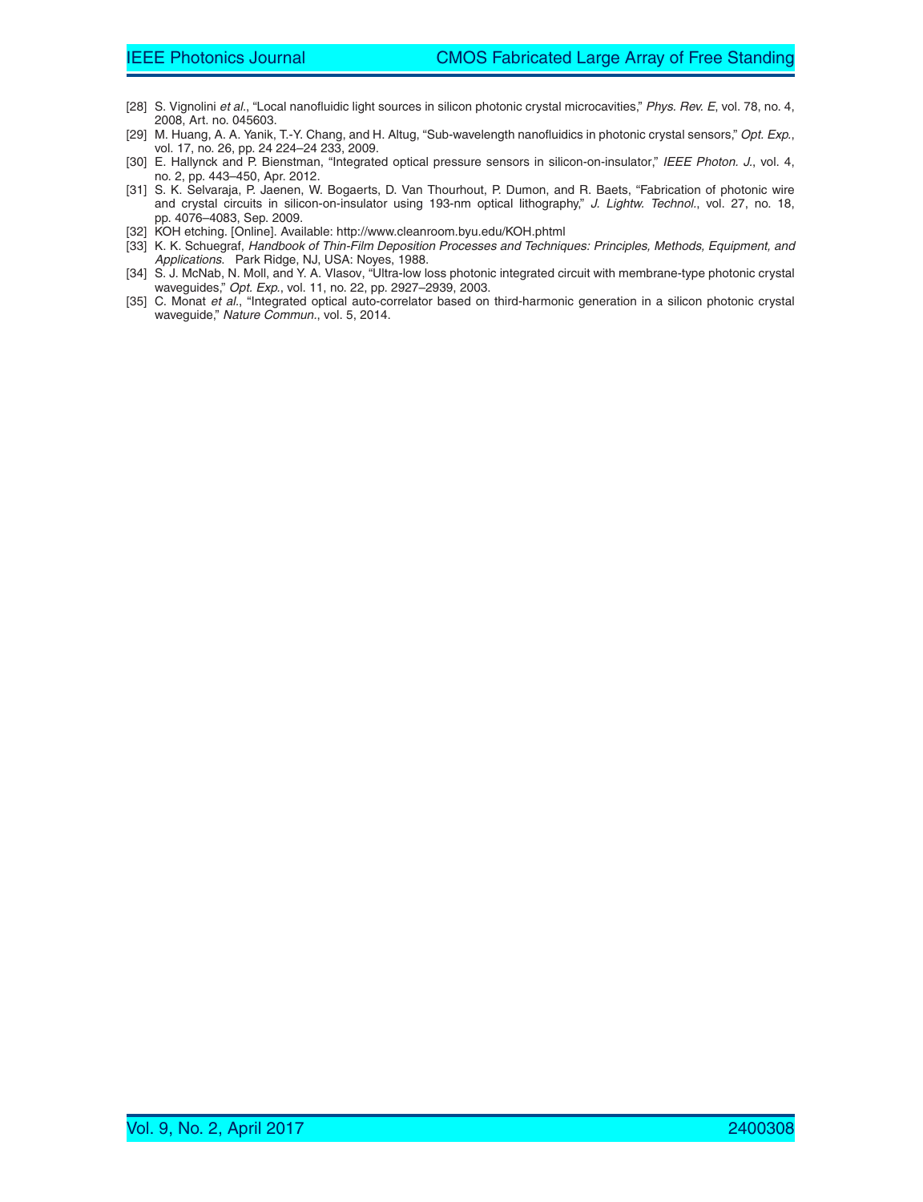[28] S. Vignolini *et al.*, "Local nanofluidic light sources in silicon photonic crystal microcavities," *Phys. Rev. E*, vol. 78, no. 4, 2008, Art. no. 045603.

[29] M. Huang, A. A. Yanik, T.-Y. Chang, and H. Altug, "Sub-wavelength nanofluidics in photonic crystal sensors," *Opt. Exp.*, vol. 17, no. 26, pp. 24 224–24 233, 2009.

[30] E. Hallynck and P. Bienstman, "Integrated optical pressure sensors in silicon-on-insulator," *IEEE Photon. J.*, vol. 4, no. 2, pp. 443–450, Apr. 2012.

[31] S. K. Selvaraja, P. Jaenen, W. Bogaerts, D. Van Thourhout, P. Dumon, and R. Baets, "Fabrication of photonic wire and crystal circuits in silicon-on-insulator using 193-nm optical lithography," *J. Lightw. Technol.*, vol. 27, no. 18, pp. 4076–4083, Sep. 2009.

[32] KOH etching. [Online]. Available: http://www.cleanroom.byu.edu/KOH.phtml

[33] K. K. Schuegraf, *Handbook of Thin-Film Deposition Processes and Techniques: Principles, Methods, Equipment, and Applications*. Park Ridge, NJ, USA: Noyes, 1988.

[34] S. J. McNab, N. Moll, and Y. A. Vlasov, "Ultra-low loss photonic integrated circuit with membrane-type photonic crystal waveguides," *Opt. Exp.*, vol. 11, no. 22, pp. 2927–2939, 2003.

[35] C. Monat *et al.*, "Integrated optical auto-correlator based on third-harmonic generation in a silicon photonic crystal waveguide," *Nature Commun.*, vol. 5, 2014.